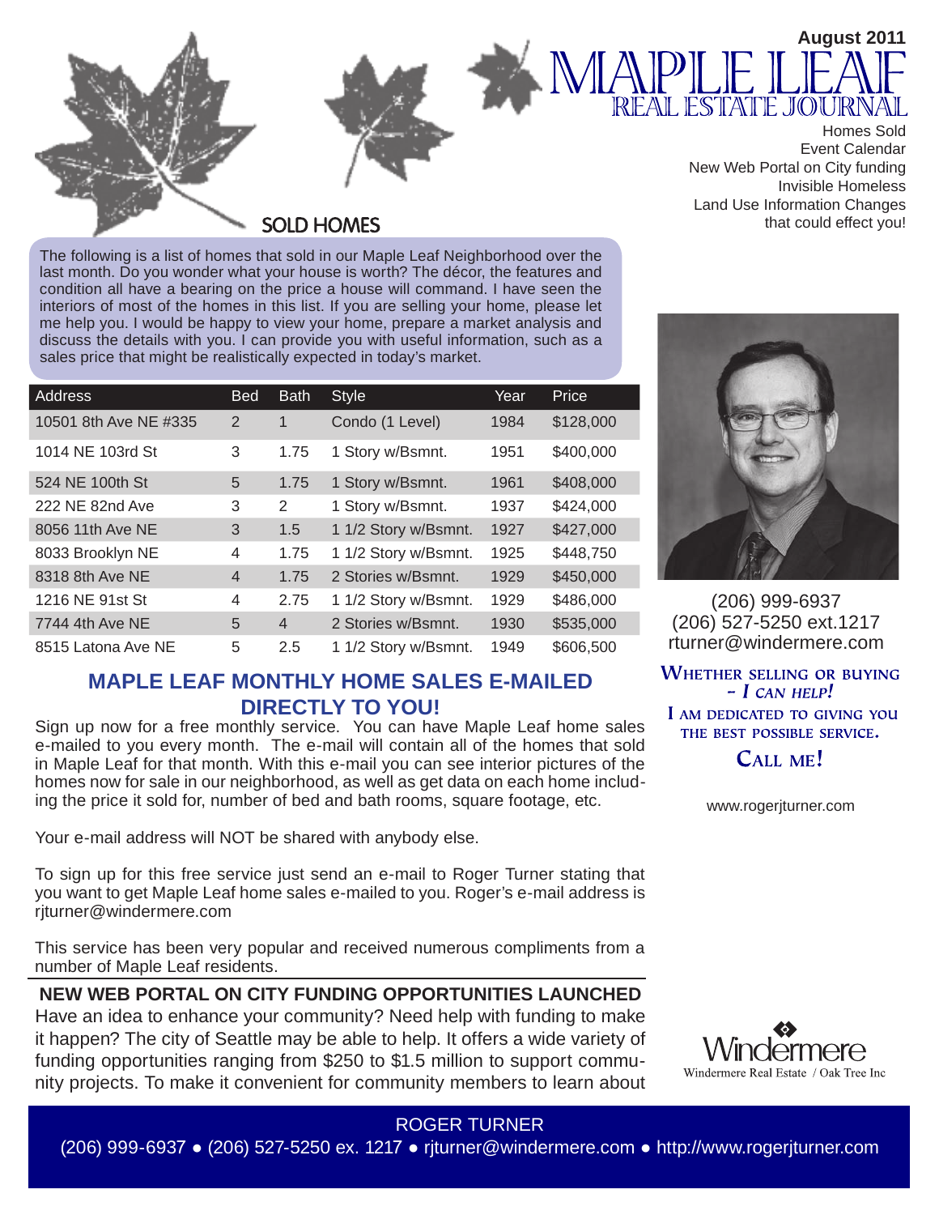August 2011

# MAPLE LEAF REAL ESTATE JOURNAL

Homes Sold
Event Calendar
New Web Portal on City funding
Invisible Homeless
Land Use Information Changes that could effect you!

## SOLD HOMES

The following is a list of homes that sold in our Maple Leaf Neighborhood over the last month. Do you wonder what your house is worth? The décor, the features and condition all have a bearing on the price a house will command. I have seen the interiors of most of the homes in this list. If you are selling your home, please let me help you. I would be happy to view your home, prepare a market analysis and discuss the details with you. I can provide you with useful information, such as a sales price that might be realistically expected in today's market.

| Address | Bed | Bath | Style | Year | Price |
|---|---|---|---|---|---|
| 10501 8th Ave NE #335 | 2 | 1 | Condo (1 Level) | 1984 | $128,000 |
| 1014 NE 103rd St | 3 | 1.75 | 1 Story w/Bsmnt. | 1951 | $400,000 |
| 524 NE 100th St | 5 | 1.75 | 1 Story w/Bsmnt. | 1961 | $408,000 |
| 222 NE 82nd Ave | 3 | 2 | 1 Story w/Bsmnt. | 1937 | $424,000 |
| 8056 11th Ave NE | 3 | 1.5 | 1 1/2 Story w/Bsmnt. | 1927 | $427,000 |
| 8033 Brooklyn NE | 4 | 1.75 | 1 1/2 Story w/Bsmnt. | 1925 | $448,750 |
| 8318 8th Ave NE | 4 | 1.75 | 2 Stories w/Bsmnt. | 1929 | $450,000 |
| 1216 NE 91st St | 4 | 2.75 | 1 1/2 Story w/Bsmnt. | 1929 | $486,000 |
| 7744 4th Ave NE | 5 | 4 | 2 Stories w/Bsmnt. | 1930 | $535,000 |
| 8515 Latona Ave NE | 5 | 2.5 | 1 1/2 Story w/Bsmnt. | 1949 | $606,500 |

## MAPLE LEAF MONTHLY HOME SALES E-MAILED DIRECTLY TO YOU!

Sign up now for a free monthly service. You can have Maple Leaf home sales e-mailed to you every month. The e-mail will contain all of the homes that sold in Maple Leaf for that month. With this e-mail you can see interior pictures of the homes now for sale in our neighborhood, as well as get data on each home including the price it sold for, number of bed and bath rooms, square footage, etc.

Your e-mail address will NOT be shared with anybody else.

To sign up for this free service just send an e-mail to Roger Turner stating that you want to get Maple Leaf home sales e-mailed to you. Roger's e-mail address is rjturner@windermere.com

This service has been very popular and received numerous compliments from a number of Maple Leaf residents.

## NEW WEB PORTAL ON CITY FUNDING OPPORTUNITIES LAUNCHED

Have an idea to enhance your community? Need help with funding to make it happen? The city of Seattle may be able to help. It offers a wide variety of funding opportunities ranging from $250 to $1.5 million to support community projects. To make it convenient for community members to learn about

(206) 999-6937
(206) 527-5250 ext.1217
rturner@windermere.com

**Whether selling or buying – *I can help!***
**I am dedicated to giving you the best possible service.**
**Call me!**

www.rogerjturner.com

Windermere
Windermere Real Estate / Oak Tree Inc

ROGER TURNER
(206) 999-6937 ● (206) 527-5250 ex. 1217 ● rjturner@windermere.com ● http://www.rogerjturner.com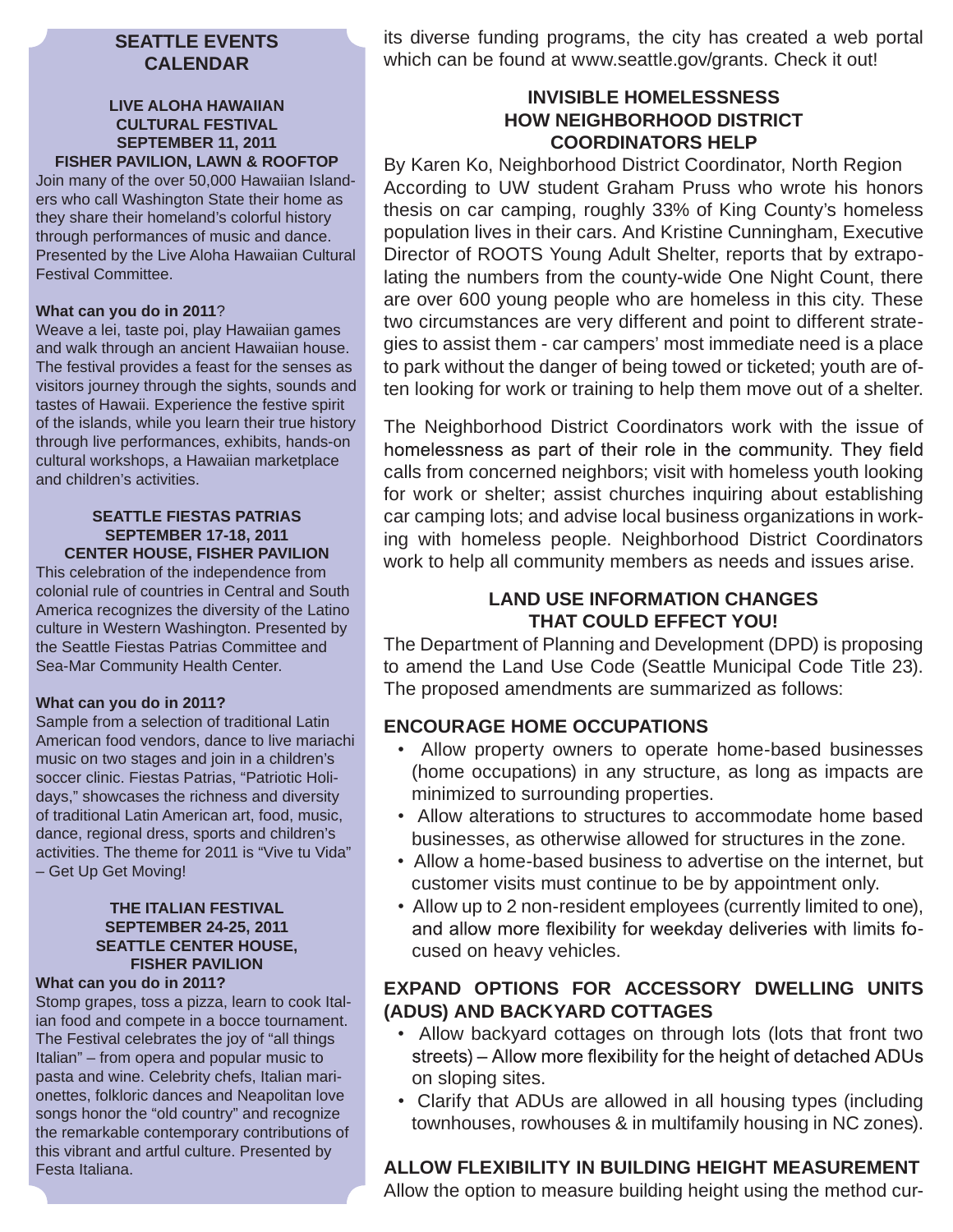## SEATTLE EVENTS CALENDAR

### LIVE ALOHA HAWAIIAN CULTURAL FESTIVAL
### SEPTEMBER 11, 2011
### FISHER PAVILION, LAWN & ROOFTOP

Join many of the over 50,000 Hawaiian Islanders who call Washington State their home as they share their homeland's colorful history through performances of music and dance. Presented by the Live Aloha Hawaiian Cultural Festival Committee.

**What can you do in 2011**?
Weave a lei, taste poi, play Hawaiian games and walk through an ancient Hawaiian house. The festival provides a feast for the senses as visitors journey through the sights, sounds and tastes of Hawaii. Experience the festive spirit of the islands, while you learn their true history through live performances, exhibits, hands-on cultural workshops, a Hawaiian marketplace and children's activities.

### SEATTLE FIESTAS PATRIAS
### SEPTEMBER 17-18, 2011
### CENTER HOUSE, FISHER PAVILION

This celebration of the independence from colonial rule of countries in Central and South America recognizes the diversity of the Latino culture in Western Washington. Presented by the Seattle Fiestas Patrias Committee and Sea-Mar Community Health Center.

**What can you do in 2011?**
Sample from a selection of traditional Latin American food vendors, dance to live mariachi music on two stages and join in a children's soccer clinic. Fiestas Patrias, "Patriotic Holidays," showcases the richness and diversity of traditional Latin American art, food, music, dance, regional dress, sports and children's activities. The theme for 2011 is "Vive tu Vida" – Get Up Get Moving!

### THE ITALIAN FESTIVAL
### SEPTEMBER 24-25, 2011
### SEATTLE CENTER HOUSE, FISHER PAVILION

**What can you do in 2011?**
Stomp grapes, toss a pizza, learn to cook Italian food and compete in a bocce tournament. The Festival celebrates the joy of "all things Italian" – from opera and popular music to pasta and wine. Celebrity chefs, Italian marionettes, folkloric dances and Neapolitan love songs honor the "old country" and recognize the remarkable contemporary contributions of this vibrant and artful culture. Presented by Festa Italiana.

its diverse funding programs, the city has created a web portal which can be found at www.seattle.gov/grants. Check it out!

## INVISIBLE HOMELESSNESS HOW NEIGHBORHOOD DISTRICT COORDINATORS HELP

By Karen Ko, Neighborhood District Coordinator, North Region
According to UW student Graham Pruss who wrote his honors thesis on car camping, roughly 33% of King County's homeless population lives in their cars. And Kristine Cunningham, Executive Director of ROOTS Young Adult Shelter, reports that by extrapolating the numbers from the county-wide One Night Count, there are over 600 young people who are homeless in this city. These two circumstances are very different and point to different strategies to assist them - car campers' most immediate need is a place to park without the danger of being towed or ticketed; youth are often looking for work or training to help them move out of a shelter.

The Neighborhood District Coordinators work with the issue of homelessness as part of their role in the community. They field calls from concerned neighbors; visit with homeless youth looking for work or shelter; assist churches inquiring about establishing car camping lots; and advise local business organizations in working with homeless people. Neighborhood District Coordinators work to help all community members as needs and issues arise.

## LAND USE INFORMATION CHANGES THAT COULD EFFECT YOU!

The Department of Planning and Development (DPD) is proposing to amend the Land Use Code (Seattle Municipal Code Title 23). The proposed amendments are summarized as follows:

### ENCOURAGE HOME OCCUPATIONS

- Allow property owners to operate home-based businesses (home occupations) in any structure, as long as impacts are minimized to surrounding properties.
- Allow alterations to structures to accommodate home based businesses, as otherwise allowed for structures in the zone.
- Allow a home-based business to advertise on the internet, but customer visits must continue to be by appointment only.
- Allow up to 2 non-resident employees (currently limited to one), and allow more flexibility for weekday deliveries with limits focused on heavy vehicles.

### EXPAND OPTIONS FOR ACCESSORY DWELLING UNITS (ADUS) AND BACKYARD COTTAGES

- Allow backyard cottages on through lots (lots that front two streets) – Allow more flexibility for the height of detached ADUs on sloping sites.
- Clarify that ADUs are allowed in all housing types (including townhouses, rowhouses & in multifamily housing in NC zones).

### ALLOW FLEXIBILITY IN BUILDING HEIGHT MEASUREMENT

Allow the option to measure building height using the method cur-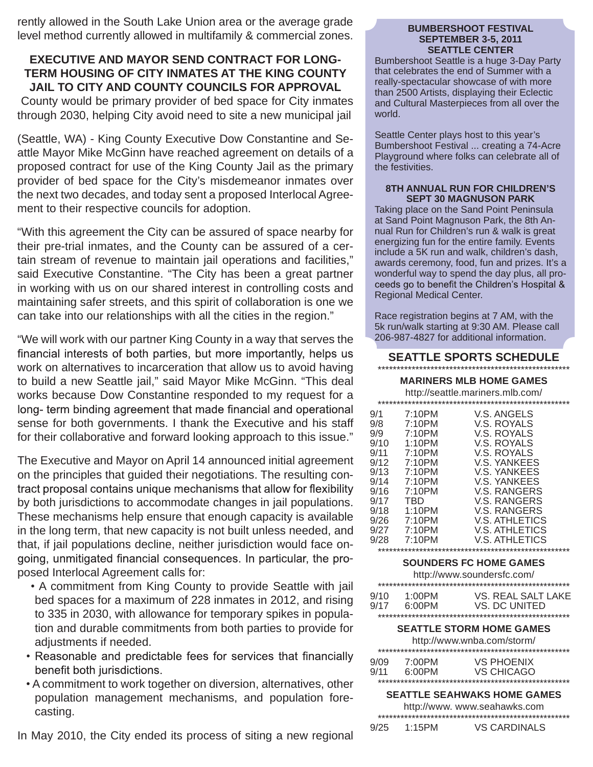rently allowed in the South Lake Union area or the average grade level method currently allowed in multifamily & commercial zones.

## EXECUTIVE AND MAYOR SEND CONTRACT FOR LONG-TERM HOUSING OF CITY INMATES AT THE KING COUNTY JAIL TO CITY AND COUNTY COUNCILS FOR APPROVAL

County would be primary provider of bed space for City inmates through 2030, helping City avoid need to site a new municipal jail

(Seattle, WA) - King County Executive Dow Constantine and Seattle Mayor Mike McGinn have reached agreement on details of a proposed contract for use of the King County Jail as the primary provider of bed space for the City's misdemeanor inmates over the next two decades, and today sent a proposed Interlocal Agreement to their respective councils for adoption.

"With this agreement the City can be assured of space nearby for their pre-trial inmates, and the County can be assured of a certain stream of revenue to maintain jail operations and facilities," said Executive Constantine. "The City has been a great partner in working with us on our shared interest in controlling costs and maintaining safer streets, and this spirit of collaboration is one we can take into our relationships with all the cities in the region."

"We will work with our partner King County in a way that serves the financial interests of both parties, but more importantly, helps us work on alternatives to incarceration that allow us to avoid having to build a new Seattle jail," said Mayor Mike McGinn. "This deal works because Dow Constantine responded to my request for a long- term binding agreement that made financial and operational sense for both governments. I thank the Executive and his staff for their collaborative and forward looking approach to this issue."

The Executive and Mayor on April 14 announced initial agreement on the principles that guided their negotiations. The resulting contract proposal contains unique mechanisms that allow for flexibility by both jurisdictions to accommodate changes in jail populations. These mechanisms help ensure that enough capacity is available in the long term, that new capacity is not built unless needed, and that, if jail populations decline, neither jurisdiction would face on-going, unmitigated financial consequences. In particular, the proposed Interlocal Agreement calls for:

- A commitment from King County to provide Seattle with jail bed spaces for a maximum of 228 inmates in 2012, and rising to 335 in 2030, with allowance for temporary spikes in population and durable commitments from both parties to provide for adjustments if needed.
- Reasonable and predictable fees for services that financially benefit both jurisdictions.
- A commitment to work together on diversion, alternatives, other population management mechanisms, and population forecasting.

In May 2010, the City ended its process of siting a new regional

### BUMBERSHOOT FESTIVAL
### SEPTEMBER 3-5, 2011
### SEATTLE CENTER

Bumbershoot Seattle is a huge 3-Day Party that celebrates the end of Summer with a really-spectacular showcase of with more than 2500 Artists, displaying their Eclectic and Cultural Masterpieces from all over the world.

Seattle Center plays host to this year's Bumbershoot Festival ... creating a 74-Acre Playground where folks can celebrate all of the festivities.

### 8TH ANNUAL RUN FOR CHILDREN'S
### SEPT 30 MAGNUSON PARK

Taking place on the Sand Point Peninsula at Sand Point Magnuson Park, the 8th Annual Run for Children's run & walk is great energizing fun for the entire family. Events include a 5K run and walk, children's dash, awards ceremony, food, fun and prizes. It's a wonderful way to spend the day plus, all proceeds go to benefit the Children's Hospital & Regional Medical Center.

Race registration begins at 7 AM, with the 5k run/walk starting at 9:30 AM. Please call 206-987-4827 for additional information.

## SEATTLE SPORTS SCHEDULE

### MARINERS MLB HOME GAMES

http://seattle.mariners.mlb.com/

| | | |
|---|---|---|
| 9/1 | 7:10PM | V.S. ANGELS |
| 9/8 | 7:10PM | V.S. ROYALS |
| 9/9 | 7:10PM | V.S. ROYALS |
| 9/10 | 1:10PM | V.S. ROYALS |
| 9/11 | 7:10PM | V.S. ROYALS |
| 9/12 | 7:10PM | V.S. YANKEES |
| 9/13 | 7:10PM | V.S. YANKEES |
| 9/14 | 7:10PM | V.S. YANKEES |
| 9/16 | 7:10PM | V.S. RANGERS |
| 9/17 | TBD | V.S. RANGERS |
| 9/18 | 1:10PM | V.S. RANGERS |
| 9/26 | 7:10PM | V.S. ATHLETICS |
| 9/27 | 7:10PM | V.S. ATHLETICS |
| 9/28 | 7:10PM | V.S. ATHLETICS |

### SOUNDERS FC HOME GAMES

http://www.soundersfc.com/

| | | |
|---|---|---|
| 9/10 | 1:00PM | VS. REAL SALT LAKE |
| 9/17 | 6:00PM | VS. DC UNITED |

### SEATTLE STORM HOME GAMES

http://www.wnba.com/storm/

| | | |
|---|---|---|
| 9/09 | 7:00PM | VS PHOENIX |
| 9/11 | 6:00PM | VS CHICAGO |

### SEATTLE SEAHWAKS HOME GAMES

http://www. www.seahawks.com

| | | |
|---|---|---|
| 9/25 | 1:15PM | VS CARDINALS |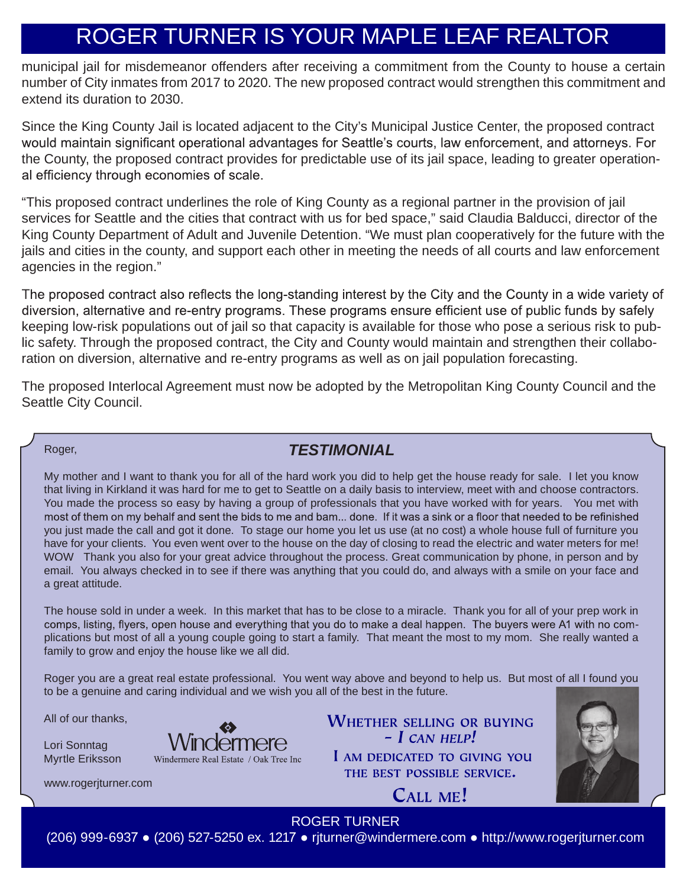# ROGER TURNER IS YOUR MAPLE LEAF REALTOR

municipal jail for misdemeanor offenders after receiving a commitment from the County to house a certain number of City inmates from 2017 to 2020. The new proposed contract would strengthen this commitment and extend its duration to 2030.

Since the King County Jail is located adjacent to the City's Municipal Justice Center, the proposed contract would maintain significant operational advantages for Seattle's courts, law enforcement, and attorneys. For the County, the proposed contract provides for predictable use of its jail space, leading to greater operational efficiency through economies of scale.

"This proposed contract underlines the role of King County as a regional partner in the provision of jail services for Seattle and the cities that contract with us for bed space," said Claudia Balducci, director of the King County Department of Adult and Juvenile Detention. "We must plan cooperatively for the future with the jails and cities in the county, and support each other in meeting the needs of all courts and law enforcement agencies in the region."

The proposed contract also reflects the long-standing interest by the City and the County in a wide variety of diversion, alternative and re-entry programs. These programs ensure efficient use of public funds by safely keeping low-risk populations out of jail so that capacity is available for those who pose a serious risk to public safety. Through the proposed contract, the City and County would maintain and strengthen their collaboration on diversion, alternative and re-entry programs as well as on jail population forecasting.

The proposed Interlocal Agreement must now be adopted by the Metropolitan King County Council and the Seattle City Council.

## *TESTIMONIAL*

Roger,

My mother and I want to thank you for all of the hard work you did to help get the house ready for sale. I let you know that living in Kirkland it was hard for me to get to Seattle on a daily basis to interview, meet with and choose contractors. You made the process so easy by having a group of professionals that you have worked with for years. You met with most of them on my behalf and sent the bids to me and bam... done. If it was a sink or a floor that needed to be refinished you just made the call and got it done. To stage our home you let us use (at no cost) a whole house full of furniture you have for your clients. You even went over to the house on the day of closing to read the electric and water meters for me! WOW Thank you also for your great advice throughout the process. Great communication by phone, in person and by email. You always checked in to see if there was anything that you could do, and always with a smile on your face and a great attitude.

The house sold in under a week. In this market that has to be close to a miracle. Thank you for all of your prep work in comps, listing, flyers, open house and everything that you do to make a deal happen. The buyers were A1 with no complications but most of all a young couple going to start a family. That meant the most to my mom. She really wanted a family to grow and enjoy the house like we all did.

Roger you are a great real estate professional. You went way above and beyond to help us. But most of all I found you to be a genuine and caring individual and we wish you all of the best in the future.

All of our thanks,

Lori Sonntag
Myrtle Eriksson

www.rogerjturner.com

Windermere
Windermere Real Estate / Oak Tree Inc

WHETHER SELLING OR BUYING
- *I CAN HELP!*
I AM DEDICATED TO GIVING YOU THE BEST POSSIBLE SERVICE.
CALL ME!

ROGER TURNER
(206) 999-6937 ● (206) 527-5250 ex. 1217 ● rjturner@windermere.com ● http://www.rogerjturner.com